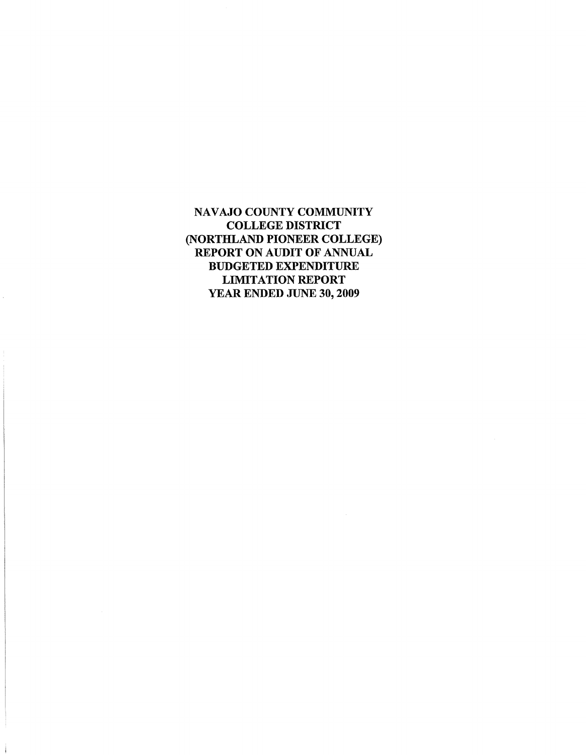# NAVAJO COUNTY COMMUNITY COLLEGE DISTRICT (NORTHLAND PIONEER COLLEGE) REPORT ON AUDIT OF ANNUAL BUDGETED EXPENDITURE LIMITATION REPORT YEAR ENDED JUNE 30, 2009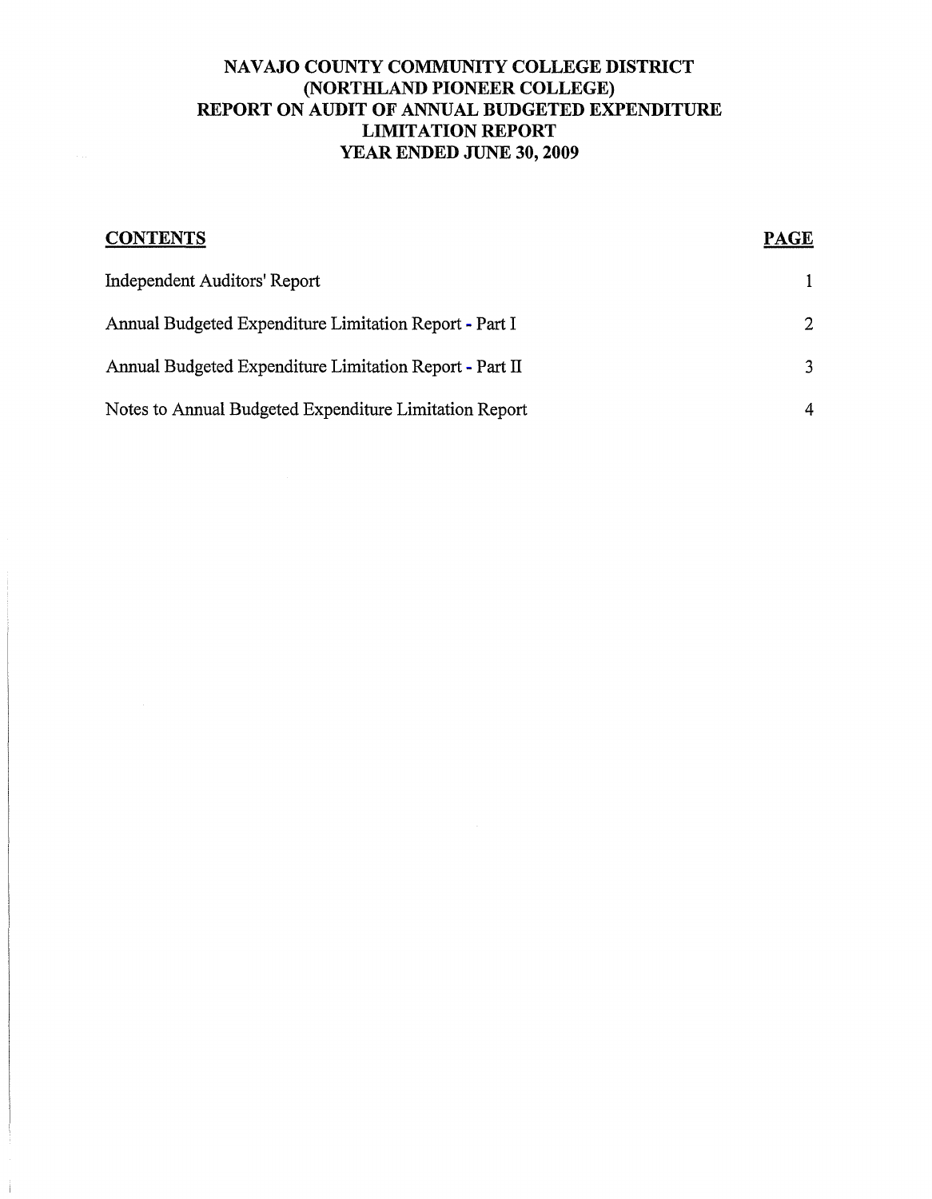# NAVAJO COUNTY COMMUNITY COLLEGE DISTRICT
# (NORTHLAND PIONEER COLLEGE)
# REPORT ON AUDIT OF ANNUAL BUDGETED EXPENDITURE LIMITATION REPORT
# YEAR ENDED JUNE 30, 2009

| CONTENTS | PAGE |
|---|---|
| Independent Auditors' Report | 1 |
| Annual Budgeted Expenditure Limitation Report - Part I | 2 |
| Annual Budgeted Expenditure Limitation Report - Part II | 3 |
| Notes to Annual Budgeted Expenditure Limitation Report | 4 |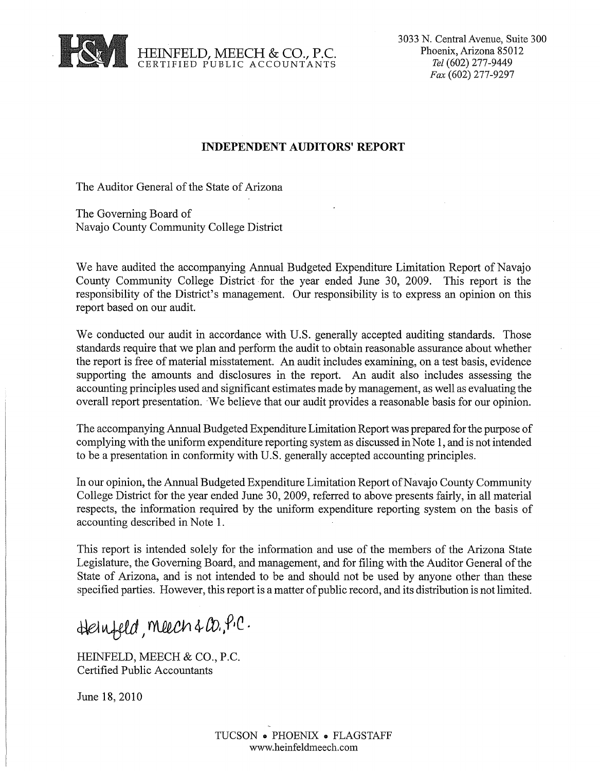HEINFELD, MEECH & CO., P.C.
CERTIFIED PUBLIC ACCOUNTANTS

3033 N. Central Avenue, Suite 300
Phoenix, Arizona 85012
*Tel* (602) 277-9449
*Fax* (602) 277-9297

## INDEPENDENT AUDITORS' REPORT

The Auditor General of the State of Arizona

The Governing Board of
Navajo County Community College District

We have audited the accompanying Annual Budgeted Expenditure Limitation Report of Navajo County Community College District for the year ended June 30, 2009. This report is the responsibility of the District's management. Our responsibility is to express an opinion on this report based on our audit.

We conducted our audit in accordance with U.S. generally accepted auditing standards. Those standards require that we plan and perform the audit to obtain reasonable assurance about whether the report is free of material misstatement. An audit includes examining, on a test basis, evidence supporting the amounts and disclosures in the report. An audit also includes assessing the accounting principles used and significant estimates made by management, as well as evaluating the overall report presentation. We believe that our audit provides a reasonable basis for our opinion.

The accompanying Annual Budgeted Expenditure Limitation Report was prepared for the purpose of complying with the uniform expenditure reporting system as discussed in Note 1, and is not intended to be a presentation in conformity with U.S. generally accepted accounting principles.

In our opinion, the Annual Budgeted Expenditure Limitation Report of Navajo County Community College District for the year ended June 30, 2009, referred to above presents fairly, in all material respects, the information required by the uniform expenditure reporting system on the basis of accounting described in Note 1.

This report is intended solely for the information and use of the members of the Arizona State Legislature, the Governing Board, and management, and for filing with the Auditor General of the State of Arizona, and is not intended to be and should not be used by anyone other than these specified parties. However, this report is a matter of public record, and its distribution is not limited.

*Heinfeld, Meech & Co., P.C.*

HEINFELD, MEECH & CO., P.C.
Certified Public Accountants

June 18, 2010

TUCSON • PHOENIX • FLAGSTAFF
www.heinfeldmeech.com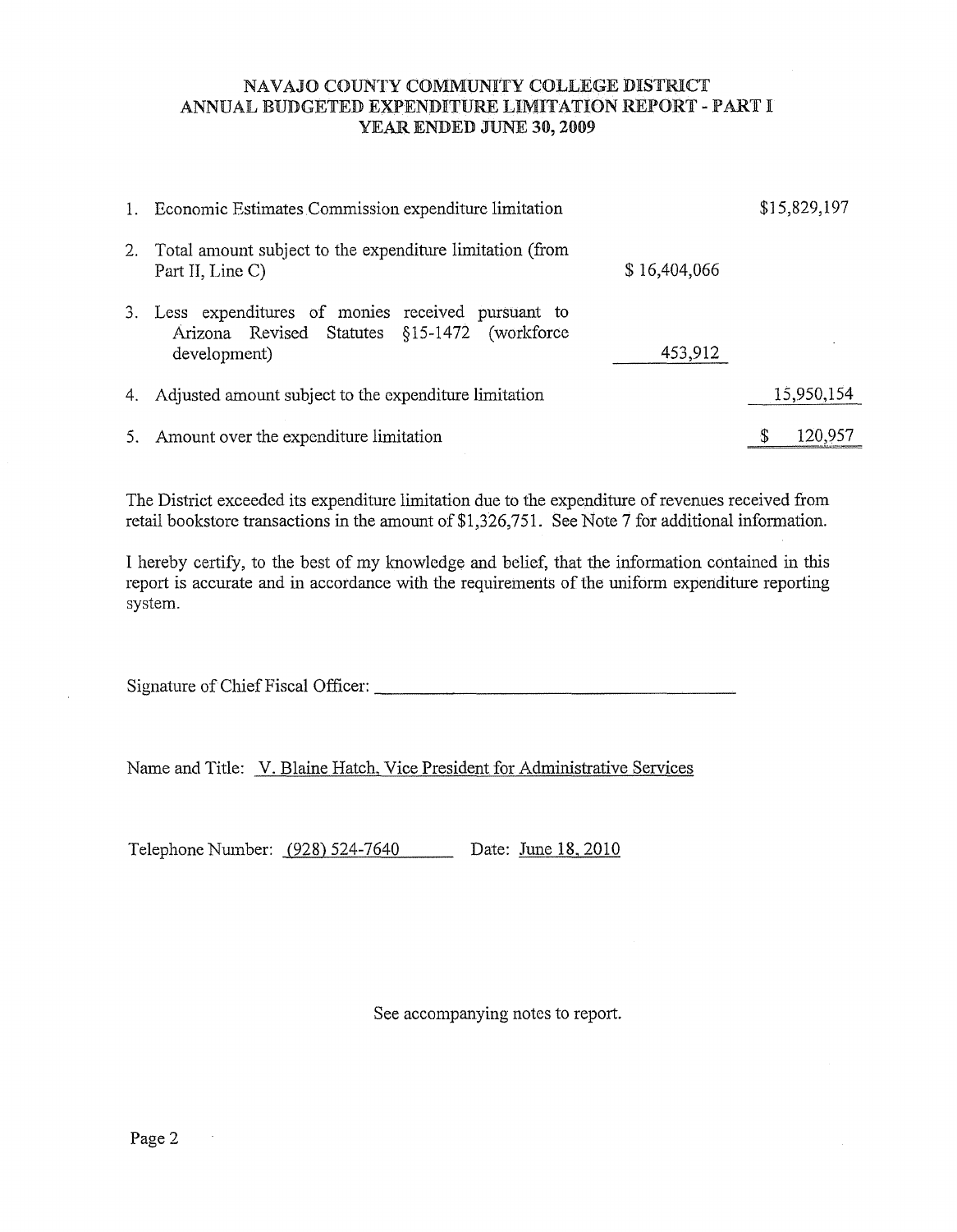# NAVAJO COUNTY COMMUNITY COLLEGE DISTRICT
## ANNUAL BUDGETED EXPENDITURE LIMITATION REPORT - PART I
### YEAR ENDED JUNE 30, 2009

| | | | |
|---|---|---|---|
| 1. | Economic Estimates Commission expenditure limitation | | $15,829,197 |
| 2. | Total amount subject to the expenditure limitation (from Part II, Line C) | $ 16,404,066 | |
| 3. | Less expenditures of monies received pursuant to Arizona Revised Statutes §15-1472 (workforce development) | 453,912 | |
| 4. | Adjusted amount subject to the expenditure limitation | | 15,950,154 |
| 5. | Amount over the expenditure limitation | | $ 120,957 |

The District exceeded its expenditure limitation due to the expenditure of revenues received from retail bookstore transactions in the amount of $1,326,751. See Note 7 for additional information.

I hereby certify, to the best of my knowledge and belief, that the information contained in this report is accurate and in accordance with the requirements of the uniform expenditure reporting system.

Signature of Chief Fiscal Officer: ______________________________

Name and Title: V. Blaine Hatch, Vice President for Administrative Services

Telephone Number: (928) 524-7640 Date: June 18, 2010

See accompanying notes to report.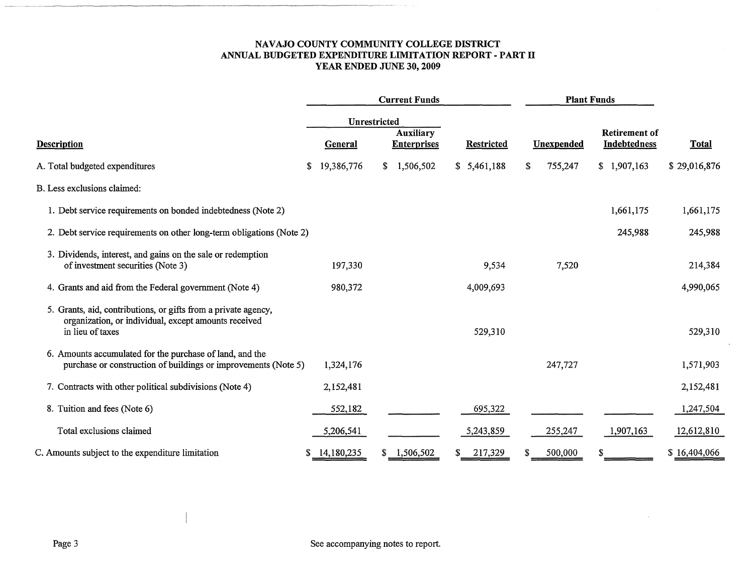**NAVAJO COUNTY COMMUNITY COLLEGE DISTRICT**
**ANNUAL BUDGETED EXPENDITURE LIMITATION REPORT - PART II**
**YEAR ENDED JUNE 30, 2009**

| | Current Funds | | | Plant Funds | | |
|---|---|---|---|---|---|---|
| | Unrestricted | | | | | |
| Description | General | Auxiliary Enterprises | Restricted | Unexpended | Retirement of Indebtedness | Total |
| A. Total budgeted expenditures | $ 19,386,776 | $ 1,506,502 | $ 5,461,188 | $ 755,247 | $ 1,907,163 | $ 29,016,876 |
| B. Less exclusions claimed: | | | | | | |
| 1. Debt service requirements on bonded indebtedness (Note 2) | | | | | 1,661,175 | 1,661,175 |
| 2. Debt service requirements on other long-term obligations (Note 2) | | | | | 245,988 | 245,988 |
| 3. Dividends, interest, and gains on the sale or redemption of investment securities (Note 3) | 197,330 | | 9,534 | 7,520 | | 214,384 |
| 4. Grants and aid from the Federal government (Note 4) | 980,372 | | 4,009,693 | | | 4,990,065 |
| 5. Grants, aid, contributions, or gifts from a private agency, organization, or individual, except amounts received in lieu of taxes | | | 529,310 | | | 529,310 |
| 6. Amounts accumulated for the purchase of land, and the purchase or construction of buildings or improvements (Note 5) | 1,324,176 | | | 247,727 | | 1,571,903 |
| 7. Contracts with other political subdivisions (Note 4) | 2,152,481 | | | | | 2,152,481 |
| 8. Tuition and fees (Note 6) | 552,182 | | 695,322 | | | 1,247,504 |
| Total exclusions claimed | 5,206,541 | | 5,243,859 | 255,247 | 1,907,163 | 12,612,810 |
| C. Amounts subject to the expenditure limitation | $ 14,180,235 | $ 1,506,502 | $ 217,329 | $ 500,000 | $ | $ 16,404,066 |

See accompanying notes to report.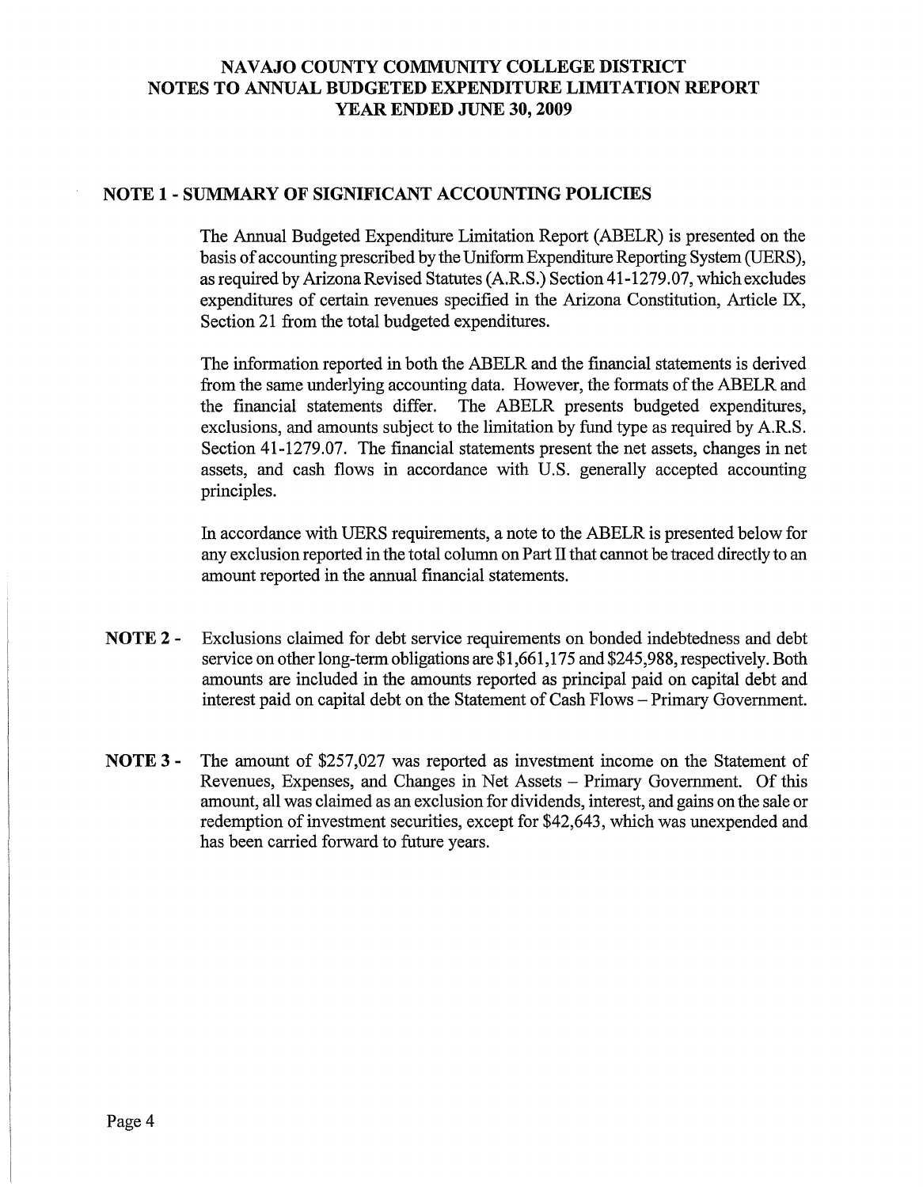# NAVAJO COUNTY COMMUNITY COLLEGE DISTRICT
# NOTES TO ANNUAL BUDGETED EXPENDITURE LIMITATION REPORT
# YEAR ENDED JUNE 30, 2009

## NOTE 1 - SUMMARY OF SIGNIFICANT ACCOUNTING POLICIES

The Annual Budgeted Expenditure Limitation Report (ABELR) is presented on the basis of accounting prescribed by the Uniform Expenditure Reporting System (UERS), as required by Arizona Revised Statutes (A.R.S.) Section 41-1279.07, which excludes expenditures of certain revenues specified in the Arizona Constitution, Article IX, Section 21 from the total budgeted expenditures.

The information reported in both the ABELR and the financial statements is derived from the same underlying accounting data. However, the formats of the ABELR and the financial statements differ. The ABELR presents budgeted expenditures, exclusions, and amounts subject to the limitation by fund type as required by A.R.S. Section 41-1279.07. The financial statements present the net assets, changes in net assets, and cash flows in accordance with U.S. generally accepted accounting principles.

In accordance with UERS requirements, a note to the ABELR is presented below for any exclusion reported in the total column on Part II that cannot be traced directly to an amount reported in the annual financial statements.

**NOTE 2 -** Exclusions claimed for debt service requirements on bonded indebtedness and debt service on other long-term obligations are $1,661,175 and $245,988, respectively. Both amounts are included in the amounts reported as principal paid on capital debt and interest paid on capital debt on the Statement of Cash Flows – Primary Government.

**NOTE 3 -** The amount of $257,027 was reported as investment income on the Statement of Revenues, Expenses, and Changes in Net Assets – Primary Government. Of this amount, all was claimed as an exclusion for dividends, interest, and gains on the sale or redemption of investment securities, except for $42,643, which was unexpended and has been carried forward to future years.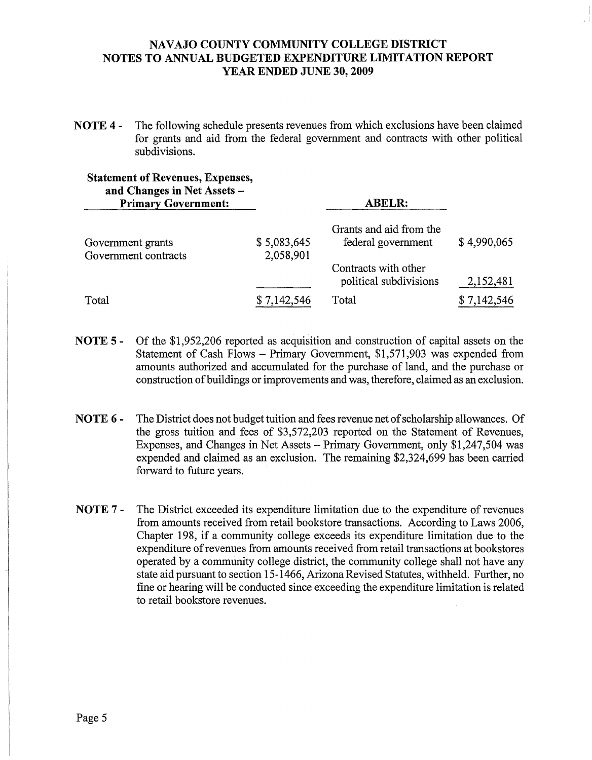# NAVAJO COUNTY COMMUNITY COLLEGE DISTRICT
## NOTES TO ANNUAL BUDGETED EXPENDITURE LIMITATION REPORT
## YEAR ENDED JUNE 30, 2009

**NOTE 4 -** The following schedule presents revenues from which exclusions have been claimed for grants and aid from the federal government and contracts with other political subdivisions.

| Statement of Revenues, Expenses, and Changes in Net Assets – Primary Government: | | ABELR: | |
|---|---|---|---|
| Government grants | $ 5,083,645 | Grants and aid from the federal government | $ 4,990,065 |
| Government contracts | 2,058,901 | | |
| | | Contracts with other political subdivisions | 2,152,481 |
| Total | $ 7,142,546 | Total | $ 7,142,546 |

**NOTE 5 -** Of the $1,952,206 reported as acquisition and construction of capital assets on the Statement of Cash Flows – Primary Government, $1,571,903 was expended from amounts authorized and accumulated for the purchase of land, and the purchase or construction of buildings or improvements and was, therefore, claimed as an exclusion.

**NOTE 6 -** The District does not budget tuition and fees revenue net of scholarship allowances. Of the gross tuition and fees of $3,572,203 reported on the Statement of Revenues, Expenses, and Changes in Net Assets – Primary Government, only $1,247,504 was expended and claimed as an exclusion. The remaining $2,324,699 has been carried forward to future years.

**NOTE 7 -** The District exceeded its expenditure limitation due to the expenditure of revenues from amounts received from retail bookstore transactions. According to Laws 2006, Chapter 198, if a community college exceeds its expenditure limitation due to the expenditure of revenues from amounts received from retail transactions at bookstores operated by a community college district, the community college shall not have any state aid pursuant to section 15-1466, Arizona Revised Statutes, withheld. Further, no fine or hearing will be conducted since exceeding the expenditure limitation is related to retail bookstore revenues.